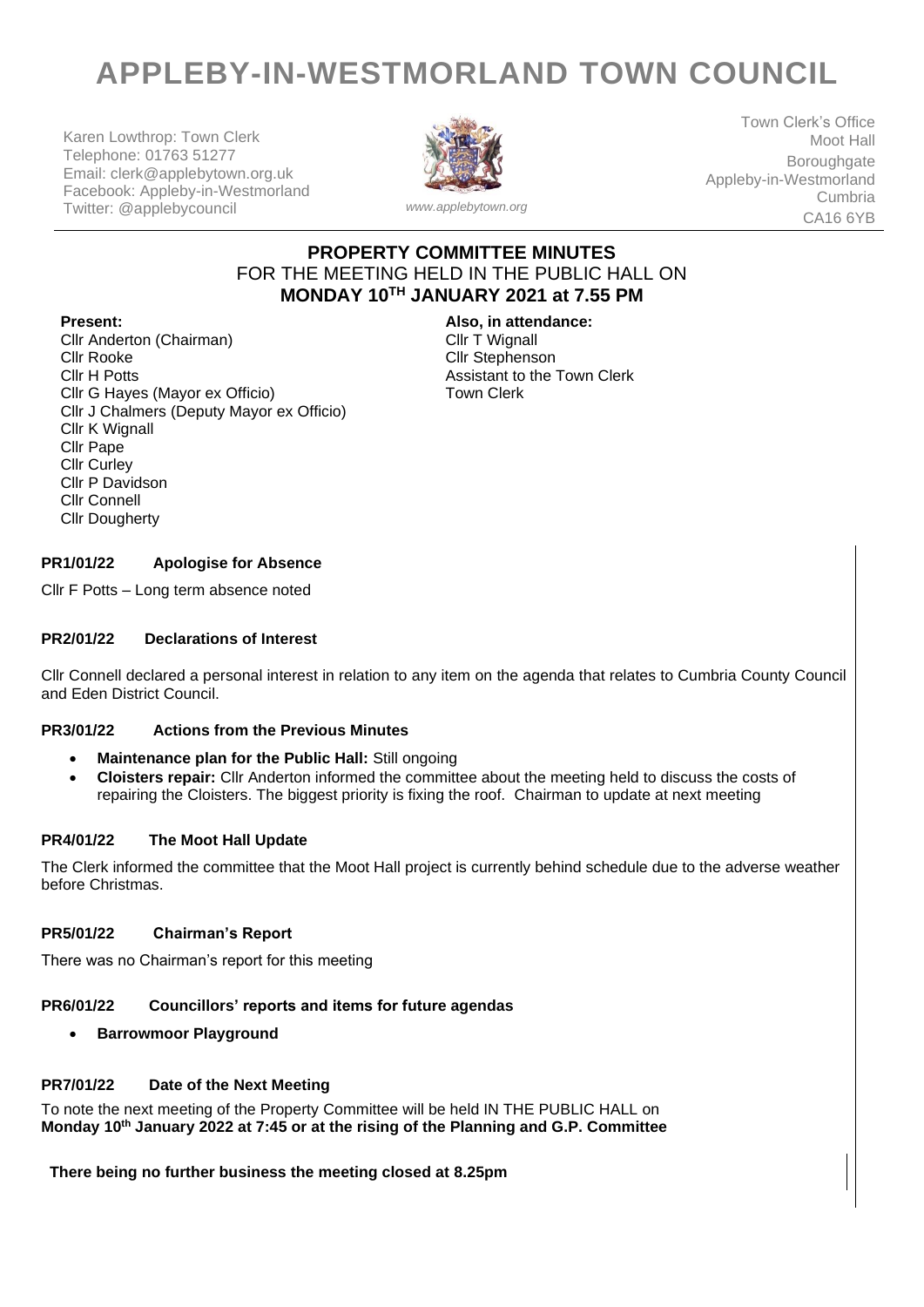# APPLEBY-IN-WESTMORLAND TOWN COUNCIL

Karen Lowthrop: Town Clerk
Telephone: 01763 51277
Email: clerk@applebytown.org.uk
Facebook: Appleby-in-Westmorland
Twitter: @applebycouncil

*www.applebytown.org*

Town Clerk's Office
Moot Hall
Boroughgate
Appleby-in-Westmorland
Cumbria
CA16 6YB

## PROPERTY COMMITTEE MINUTES
FOR THE MEETING HELD IN THE PUBLIC HALL ON
**MONDAY 10TH JANUARY 2021 at 7.55 PM**

**Present:**
Cllr Anderton (Chairman)
Cllr Rooke
Cllr H Potts
Cllr G Hayes (Mayor ex Officio)
Cllr J Chalmers (Deputy Mayor ex Officio)
Cllr K Wignall
Cllr Pape
Cllr Curley
Cllr P Davidson
Cllr Connell
Cllr Dougherty

**Also, in attendance:**
Cllr T Wignall
Cllr Stephenson
Assistant to the Town Clerk
Town Clerk

### PR1/01/22 Apologise for Absence

Cllr F Potts – Long term absence noted

### PR2/01/22 Declarations of Interest

Cllr Connell declared a personal interest in relation to any item on the agenda that relates to Cumbria County Council and Eden District Council.

### PR3/01/22 Actions from the Previous Minutes

- **Maintenance plan for the Public Hall:** Still ongoing
- **Cloisters repair:** Cllr Anderton informed the committee about the meeting held to discuss the costs of repairing the Cloisters. The biggest priority is fixing the roof. Chairman to update at next meeting

### PR4/01/22 The Moot Hall Update

The Clerk informed the committee that the Moot Hall project is currently behind schedule due to the adverse weather before Christmas.

### PR5/01/22 Chairman's Report

There was no Chairman's report for this meeting

### PR6/01/22 Councillors' reports and items for future agendas

- **Barrowmoor Playground**

### PR7/01/22 Date of the Next Meeting

To note the next meeting of the Property Committee will be held IN THE PUBLIC HALL on **Monday 10th January 2022 at 7:45 or at the rising of the Planning and G.P. Committee**

**There being no further business the meeting closed at 8.25pm**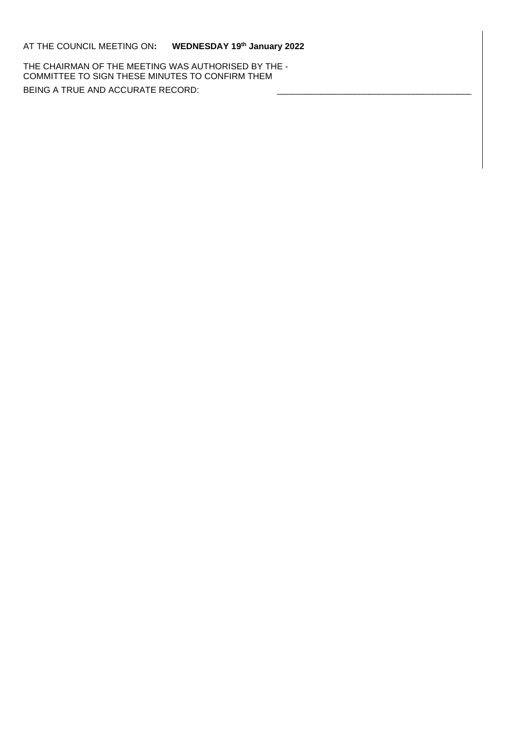AT THE COUNCIL MEETING ON**:** **WEDNESDAY 19th January 2022**

THE CHAIRMAN OF THE MEETING WAS AUTHORISED BY THE - COMMITTEE TO SIGN THESE MINUTES TO CONFIRM THEM BEING A TRUE AND ACCURATE RECORD: ________________________________________